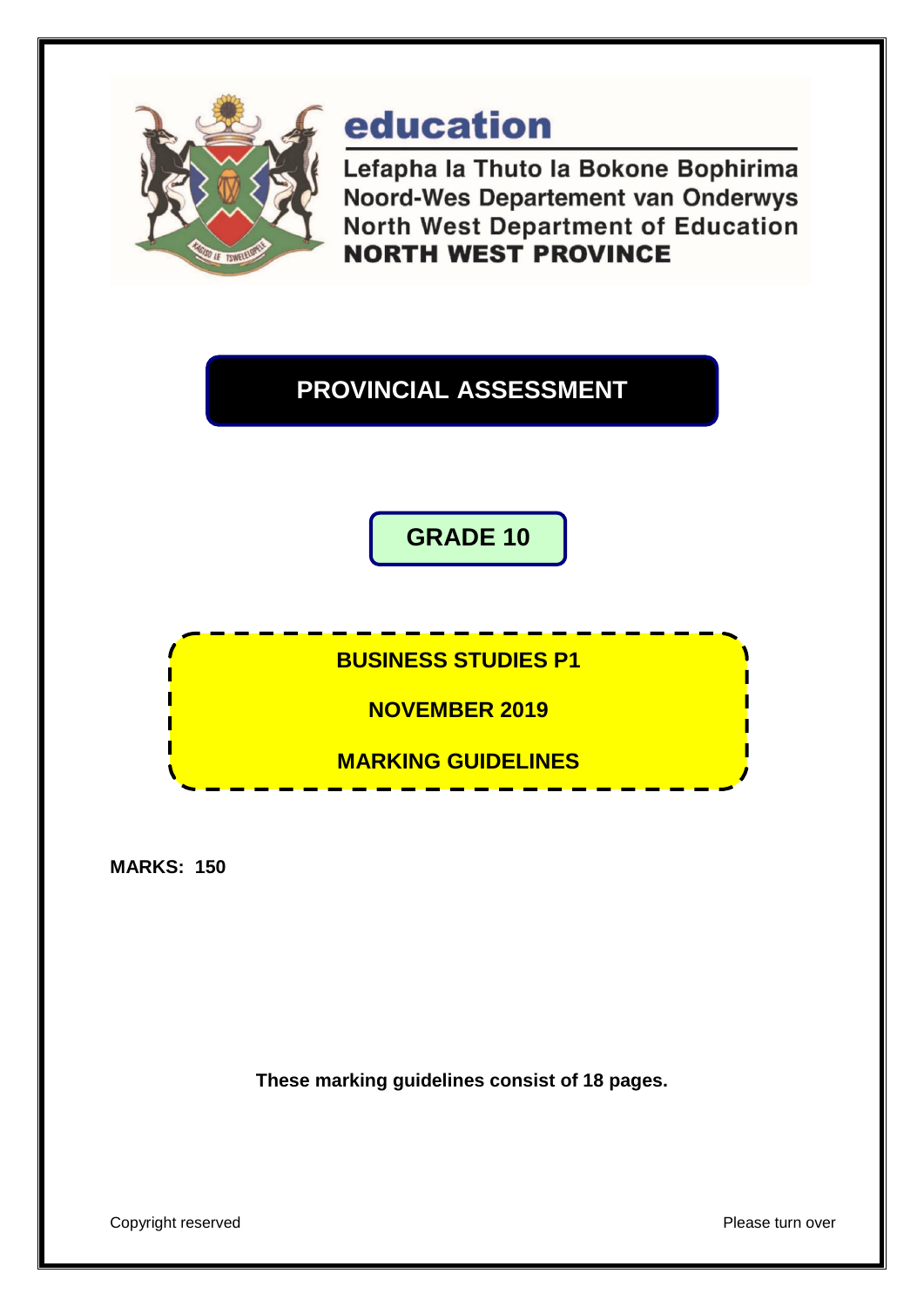# education

Lefapha la Thuto la Bokone Bophirima
Noord-Wes Departement van Onderwys
North West Department of Education
**NORTH WEST PROVINCE**

## PROVINCIAL ASSESSMENT

## GRADE 10

**BUSINESS STUDIES P1**

**NOVEMBER 2019**

**MARKING GUIDELINES**

**MARKS: 150**

**These marking guidelines consist of 18 pages.**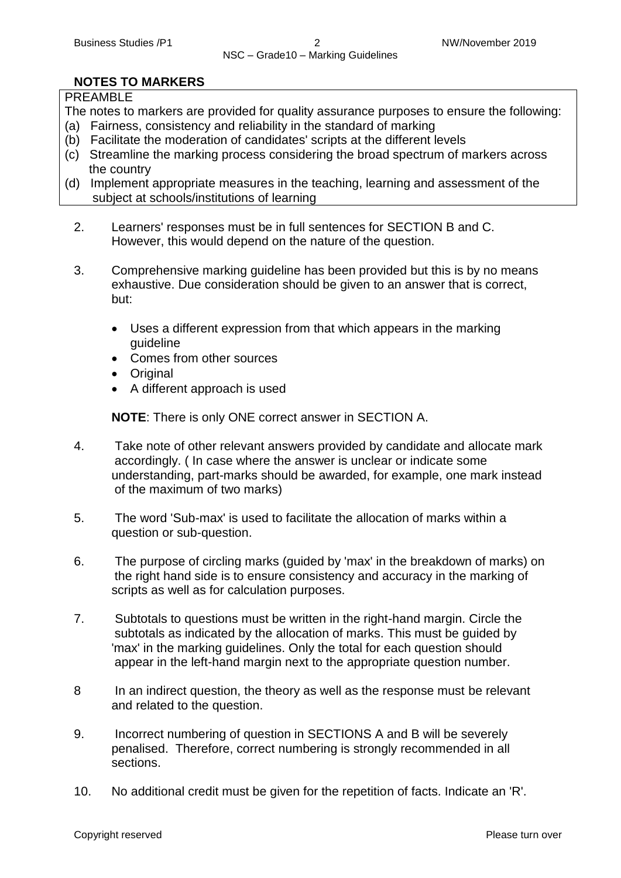## NOTES TO MARKERS

PREAMBLE

The notes to markers are provided for quality assurance purposes to ensure the following:

(a) Fairness, consistency and reliability in the standard of marking
(b) Facilitate the moderation of candidates' scripts at the different levels
(c) Streamline the marking process considering the broad spectrum of markers across the country
(d) Implement appropriate measures in the teaching, learning and assessment of the subject at schools/institutions of learning

2. Learners' responses must be in full sentences for SECTION B and C. However, this would depend on the nature of the question.

3. Comprehensive marking guideline has been provided but this is by no means exhaustive. Due consideration should be given to an answer that is correct, but:

   - Uses a different expression from that which appears in the marking guideline
   - Comes from other sources
   - Original
   - A different approach is used

   **NOTE**: There is only ONE correct answer in SECTION A.

4. Take note of other relevant answers provided by candidate and allocate mark accordingly. ( In case where the answer is unclear or indicate some understanding, part-marks should be awarded, for example, one mark instead of the maximum of two marks)

5. The word 'Sub-max' is used to facilitate the allocation of marks within a question or sub-question.

6. The purpose of circling marks (guided by 'max' in the breakdown of marks) on the right hand side is to ensure consistency and accuracy in the marking of scripts as well as for calculation purposes.

7. Subtotals to questions must be written in the right-hand margin. Circle the subtotals as indicated by the allocation of marks. This must be guided by 'max' in the marking guidelines. Only the total for each question should appear in the left-hand margin next to the appropriate question number.

8. In an indirect question, the theory as well as the response must be relevant and related to the question.

9. Incorrect numbering of question in SECTIONS A and B will be severely penalised. Therefore, correct numbering is strongly recommended in all sections.

10. No additional credit must be given for the repetition of facts. Indicate an 'R'.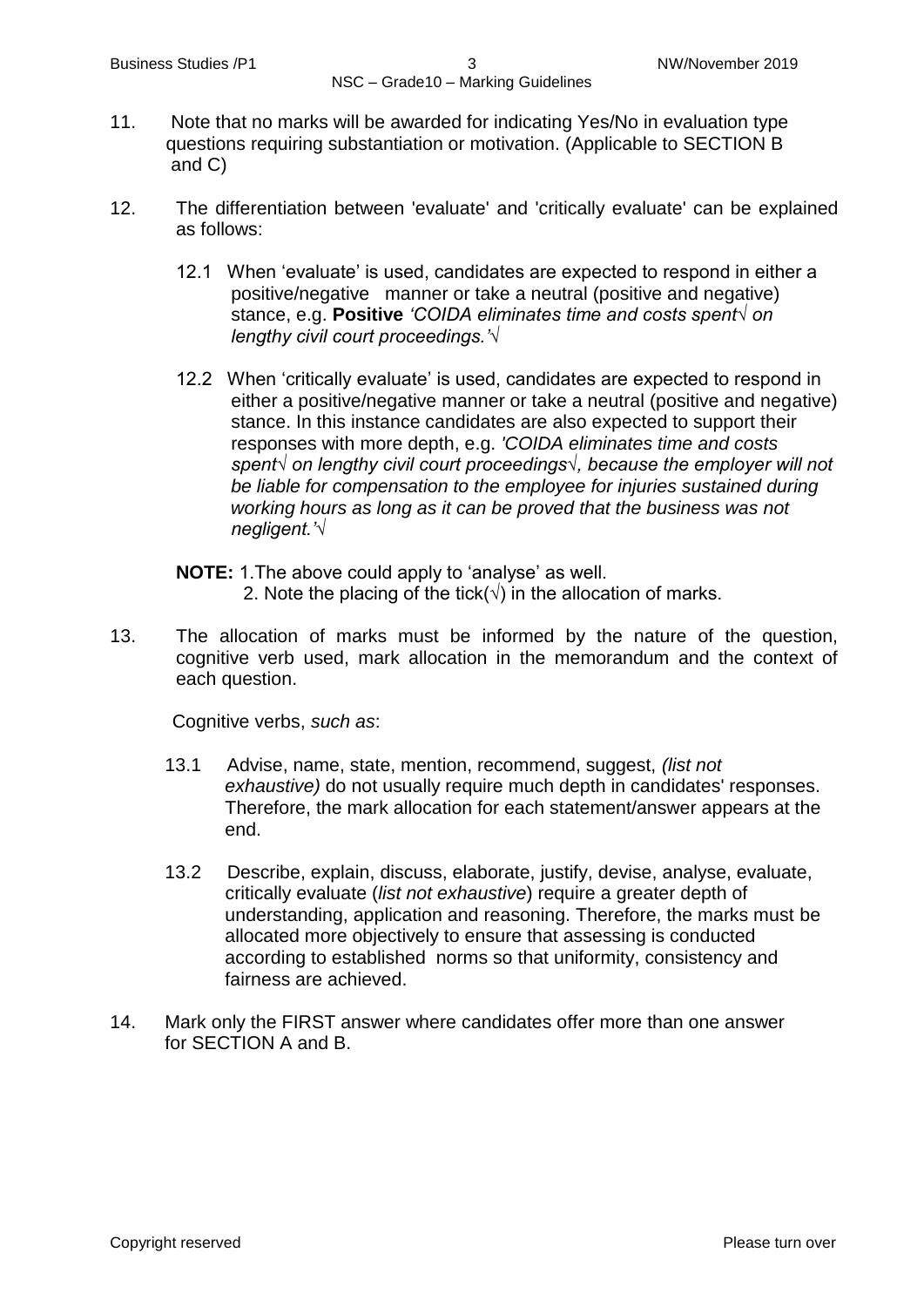11. Note that no marks will be awarded for indicating Yes/No in evaluation type questions requiring substantiation or motivation. (Applicable to SECTION B and C)

12. The differentiation between 'evaluate' and 'critically evaluate' can be explained as follows:

    12.1 When 'evaluate' is used, candidates are expected to respond in either a positive/negative manner or take a neutral (positive and negative) stance, e.g. **Positive** *'COIDA eliminates time and costs spent√ on lengthy civil court proceedings.'√*

    12.2 When 'critically evaluate' is used, candidates are expected to respond in either a positive/negative manner or take a neutral (positive and negative) stance. In this instance candidates are also expected to support their responses with more depth, e.g. *'COIDA eliminates time and costs spent√ on lengthy civil court proceedings√, because the employer will not be liable for compensation to the employee for injuries sustained during working hours as long as it can be proved that the business was not negligent.'√*

    **NOTE:** 1.The above could apply to 'analyse' as well.
    2. Note the placing of the tick(√) in the allocation of marks.

13. The allocation of marks must be informed by the nature of the question, cognitive verb used, mark allocation in the memorandum and the context of each question.

    Cognitive verbs, *such as*:

    13.1 Advise, name, state, mention, recommend, suggest, *(list not exhaustive)* do not usually require much depth in candidates' responses. Therefore, the mark allocation for each statement/answer appears at the end.

    13.2 Describe, explain, discuss, elaborate, justify, devise, analyse, evaluate, critically evaluate (*list not exhaustive*) require a greater depth of understanding, application and reasoning. Therefore, the marks must be allocated more objectively to ensure that assessing is conducted according to established norms so that uniformity, consistency and fairness are achieved.

14. Mark only the FIRST answer where candidates offer more than one answer for SECTION A and B.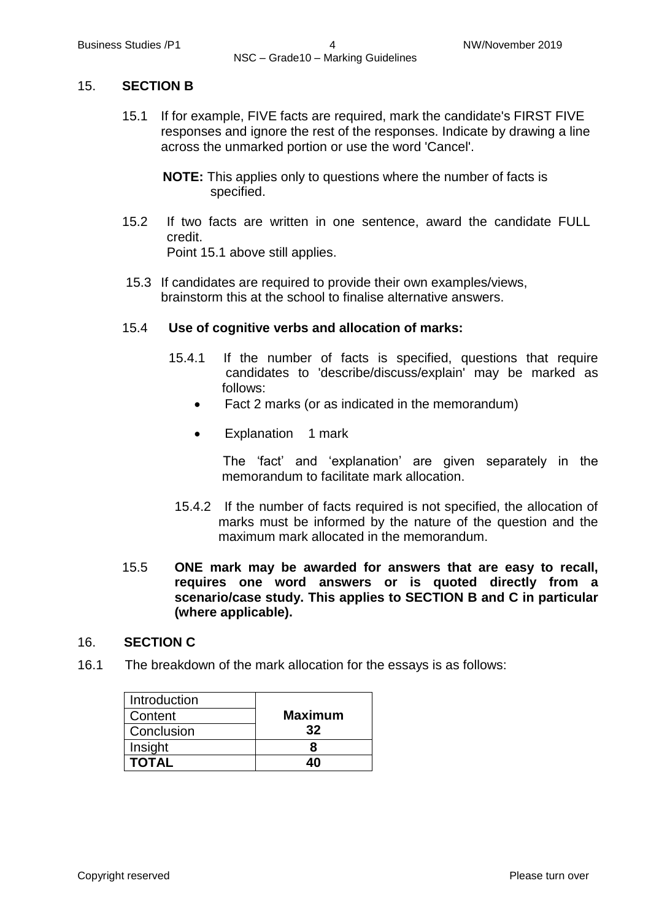## 15. SECTION B

15.1 If for example, FIVE facts are required, mark the candidate's FIRST FIVE responses and ignore the rest of the responses. Indicate by drawing a line across the unmarked portion or use the word 'Cancel'.

**NOTE:** This applies only to questions where the number of facts is specified.

15.2 If two facts are written in one sentence, award the candidate FULL credit.
Point 15.1 above still applies.

15.3 If candidates are required to provide their own examples/views, brainstorm this at the school to finalise alternative answers.

15.4 **Use of cognitive verbs and allocation of marks:**

15.4.1 If the number of facts is specified, questions that require candidates to 'describe/discuss/explain' may be marked as follows:

- Fact 2 marks (or as indicated in the memorandum)
- Explanation 1 mark

The 'fact' and 'explanation' are given separately in the memorandum to facilitate mark allocation.

15.4.2 If the number of facts required is not specified, the allocation of marks must be informed by the nature of the question and the maximum mark allocated in the memorandum.

15.5 **ONE mark may be awarded for answers that are easy to recall, requires one word answers or is quoted directly from a scenario/case study. This applies to SECTION B and C in particular (where applicable).**

## 16. SECTION C

16.1 The breakdown of the mark allocation for the essays is as follows:

| | |
|---|---|
| Introduction | **Maximum 32** |
| Content | |
| Conclusion | |
| Insight | **8** |
| **TOTAL** | **40** |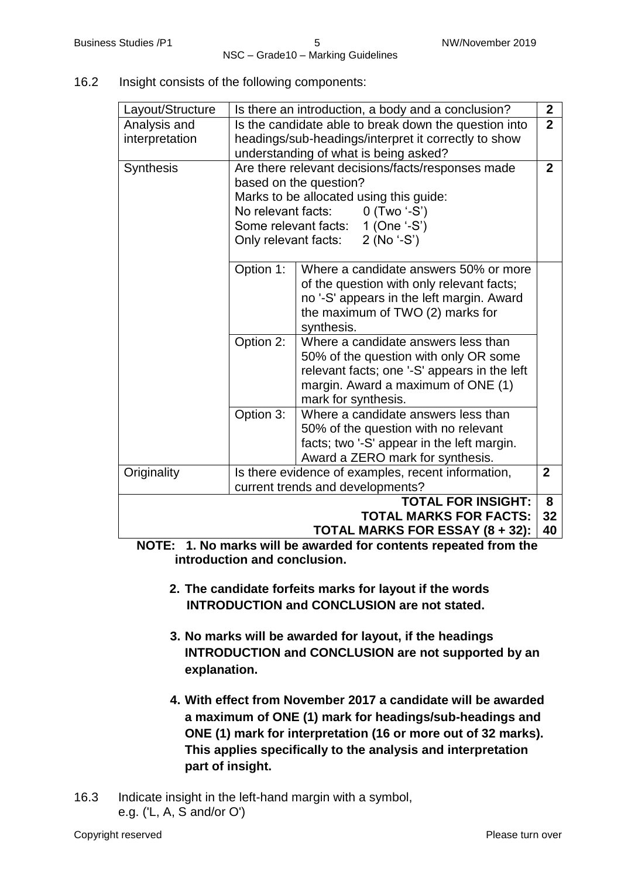16.2 Insight consists of the following components:

| Layout/Structure | Is there an introduction, a body and a conclusion? | | 2 |
|---|---|---|---|
| Analysis and interpretation | Is the candidate able to break down the question into headings/sub-headings/interpret it correctly to show understanding of what is being asked? | | 2 |
| Synthesis | Are there relevant decisions/facts/responses made based on the question?<br>Marks to be allocated using this guide:<br>No relevant facts: 0 (Two '-S')<br>Some relevant facts: 1 (One '-S')<br>Only relevant facts: 2 (No '-S') | | 2 |
| | Option 1: | Where a candidate answers 50% or more of the question with only relevant facts; no '-S' appears in the left margin. Award the maximum of TWO (2) marks for synthesis. | |
| | Option 2: | Where a candidate answers less than 50% of the question with only OR some relevant facts; one '-S' appears in the left margin. Award a maximum of ONE (1) mark for synthesis. | |
| | Option 3: | Where a candidate answers less than 50% of the question with no relevant facts; two '-S' appear in the left margin. Award a ZERO mark for synthesis. | |
| Originality | Is there evidence of examples, recent information, current trends and developments? | | 2 |
| | | **TOTAL FOR INSIGHT:** | **8** |
| | | **TOTAL MARKS FOR FACTS:** | **32** |
| | | **TOTAL MARKS FOR ESSAY (8 + 32):** | **40** |

**NOTE: 1. No marks will be awarded for contents repeated from the introduction and conclusion.**

**2. The candidate forfeits marks for layout if the words INTRODUCTION and CONCLUSION are not stated.**

**3. No marks will be awarded for layout, if the headings INTRODUCTION and CONCLUSION are not supported by an explanation.**

**4. With effect from November 2017 a candidate will be awarded a maximum of ONE (1) mark for headings/sub-headings and ONE (1) mark for interpretation (16 or more out of 32 marks). This applies specifically to the analysis and interpretation part of insight.**

16.3 Indicate insight in the left-hand margin with a symbol, e.g. ('L, A, S and/or O')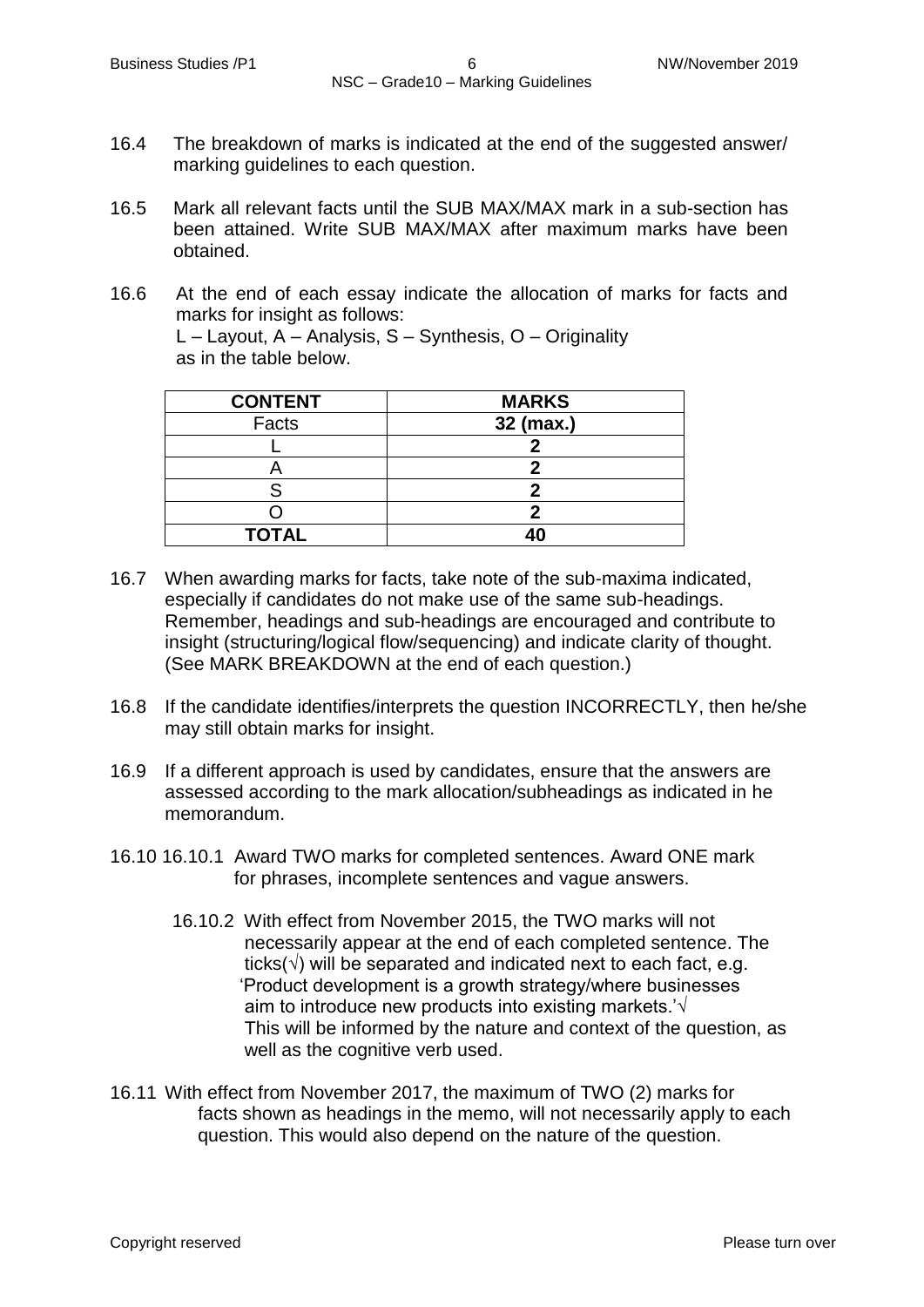16.4 The breakdown of marks is indicated at the end of the suggested answer/ marking guidelines to each question.

16.5 Mark all relevant facts until the SUB MAX/MAX mark in a sub-section has been attained. Write SUB MAX/MAX after maximum marks have been obtained.

16.6 At the end of each essay indicate the allocation of marks for facts and marks for insight as follows:
L – Layout, A – Analysis, S – Synthesis, O – Originality
as in the table below.

| CONTENT | MARKS |
|---|---|
| Facts | **32 (max.)** |
| L | **2** |
| A | **2** |
| S | **2** |
| O | **2** |
| **TOTAL** | **40** |

16.7 When awarding marks for facts, take note of the sub-maxima indicated, especially if candidates do not make use of the same sub-headings. Remember, headings and sub-headings are encouraged and contribute to insight (structuring/logical flow/sequencing) and indicate clarity of thought. (See MARK BREAKDOWN at the end of each question.)

16.8 If the candidate identifies/interprets the question INCORRECTLY, then he/she may still obtain marks for insight.

16.9 If a different approach is used by candidates, ensure that the answers are assessed according to the mark allocation/subheadings as indicated in he memorandum.

16.10 16.10.1 Award TWO marks for completed sentences. Award ONE mark for phrases, incomplete sentences and vague answers.

16.10.2 With effect from November 2015, the TWO marks will not necessarily appear at the end of each completed sentence. The ticks(√) will be separated and indicated next to each fact, e.g. 'Product development is a growth strategy/where businesses aim to introduce new products into existing markets.'√
This will be informed by the nature and context of the question, as well as the cognitive verb used.

16.11 With effect from November 2017, the maximum of TWO (2) marks for facts shown as headings in the memo, will not necessarily apply to each question. This would also depend on the nature of the question.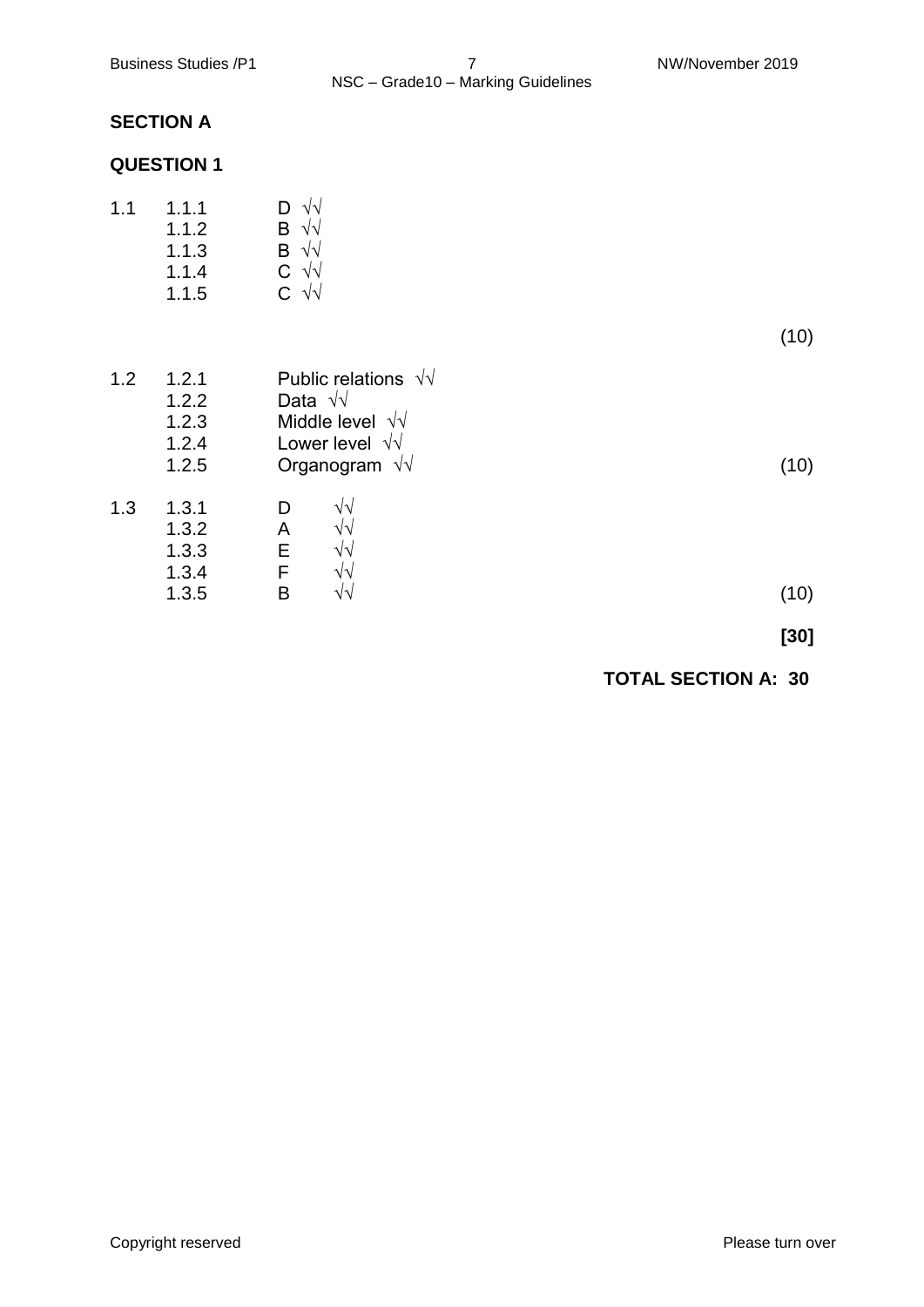## SECTION A

### QUESTION 1

| | | | |
|---|---|---|---|
| 1.1 | 1.1.1 | D √√ | |
| | 1.1.2 | B √√ | |
| | 1.1.3 | B √√ | |
| | 1.1.4 | C √√ | |
| | 1.1.5 | C √√ | |
| | | | (10) |
| 1.2 | 1.2.1 | Public relations √√ | |
| | 1.2.2 | Data √√ | |
| | 1.2.3 | Middle level √√ | |
| | 1.2.4 | Lower level √√ | |
| | 1.2.5 | Organogram √√ | (10) |
| 1.3 | 1.3.1 | D √√ | |
| | 1.3.2 | A √√ | |
| | 1.3.3 | E √√ | |
| | 1.3.4 | F √√ | |
| | 1.3.5 | B √√ | (10) |

**[30]**

**TOTAL SECTION A: 30**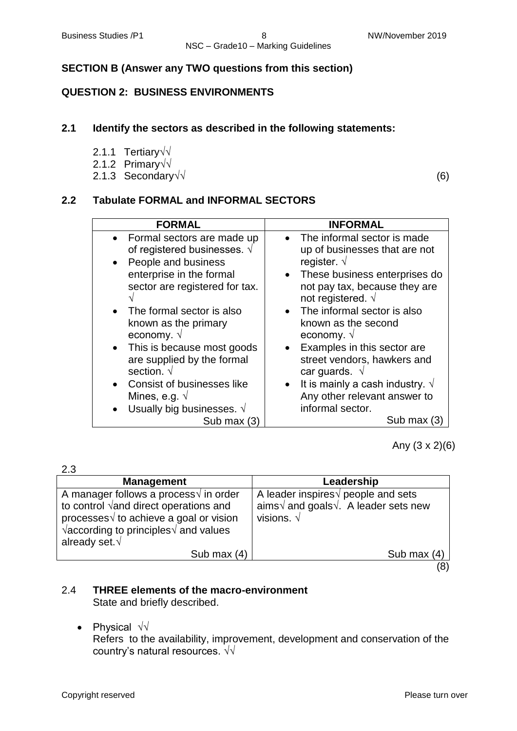**SECTION B (Answer any TWO questions from this section)**

**QUESTION 2: BUSINESS ENVIRONMENTS**

**2.1 Identify the sectors as described in the following statements:**

2.1.1 Tertiary√√
2.1.2 Primary√√
2.1.3 Secondary√√ (6)

**2.2 Tabulate FORMAL and INFORMAL SECTORS**

| FORMAL | INFORMAL |
|---|---|
| • Formal sectors are made up of registered businesses. √<br>• People and business enterprise in the formal sector are registered for tax. √<br>• The formal sector is also known as the primary economy. √<br>• This is because most goods are supplied by the formal section. √<br>• Consist of businesses like Mines, e.g. √<br>• Usually big businesses. √<br>Sub max (3) | • The informal sector is made up of businesses that are not register. √<br>• These business enterprises do not pay tax, because they are not registered. √<br>• The informal sector is also known as the second economy. √<br>• Examples in this sector are street vendors, hawkers and car guards. √<br>• It is mainly a cash industry. √<br>Any other relevant answer to informal sector.<br>Sub max (3) |

Any (3 x 2)(6)

2.3

| Management | Leadership |
|---|---|
| A manager follows a process√ in order to control √and direct operations and processes√ to achieve a goal or vision √according to principles√ and values already set.√ | A leader inspires√ people and sets aims√ and goals√. A leader sets new visions. √ |
| Sub max (4) | Sub max (4) |

(8)

2.4 **THREE elements of the macro-environment**
State and briefly described.

- Physical √√
  Refers to the availability, improvement, development and conservation of the country's natural resources. √√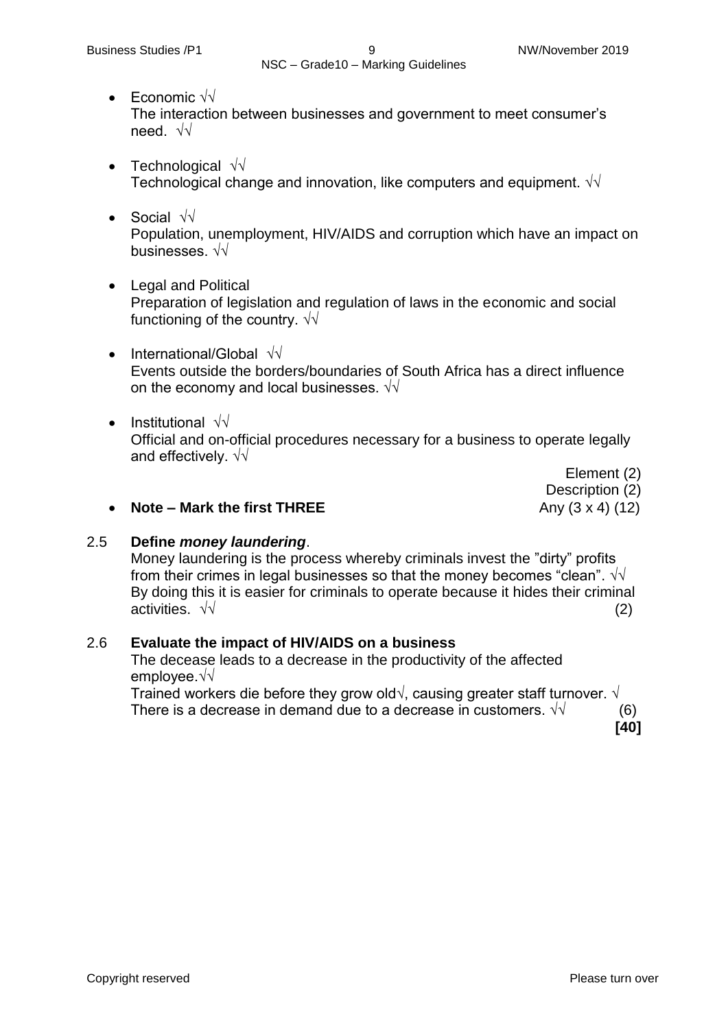- Economic √√
  The interaction between businesses and government to meet consumer's need. √√

- Technological √√
  Technological change and innovation, like computers and equipment. √√

- Social √√
  Population, unemployment, HIV/AIDS and corruption which have an impact on businesses. √√

- Legal and Political
  Preparation of legislation and regulation of laws in the economic and social functioning of the country. √√

- International/Global √√
  Events outside the borders/boundaries of South Africa has a direct influence on the economy and local businesses. √√

- Institutional √√
  Official and on-official procedures necessary for a business to operate legally and effectively. √√

Element (2)
Description (2)

- **Note – Mark the first THREE** Any (3 x 4) (12)

**2.5 Define *money laundering*.**

Money laundering is the process whereby criminals invest the "dirty" profits from their crimes in legal businesses so that the money becomes "clean". √√
By doing this it is easier for criminals to operate because it hides their criminal activities. √√ (2)

**2.6 Evaluate the impact of HIV/AIDS on a business**

The decease leads to a decrease in the productivity of the affected employee.√√
Trained workers die before they grow old√, causing greater staff turnover. √
There is a decrease in demand due to a decrease in customers. √√ (6)

**[40]**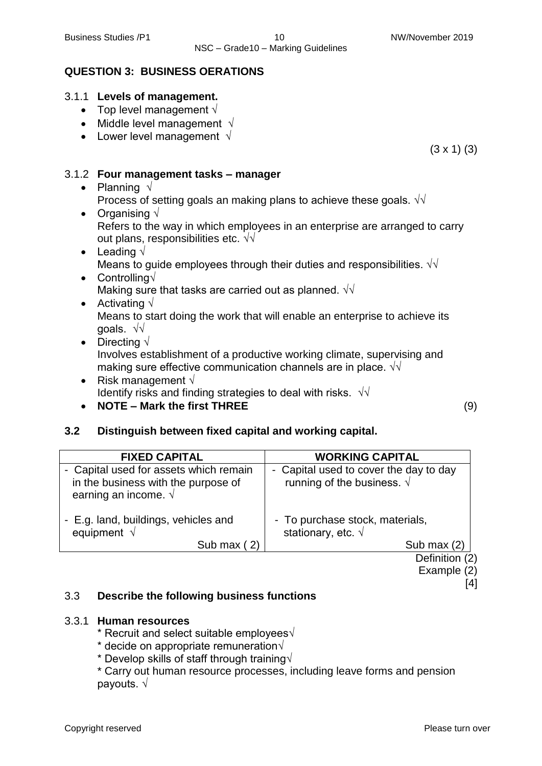## QUESTION 3: BUSINESS OERATIONS

3.1.1 **Levels of management.**

- Top level management √
- Middle level management √
- Lower level management √

(3 x 1) (3)

3.1.2 **Four management tasks – manager**

- Planning √
  Process of setting goals an making plans to achieve these goals. √√
- Organising √
  Refers to the way in which employees in an enterprise are arranged to carry out plans, responsibilities etc. √√
- Leading √
  Means to guide employees through their duties and responsibilities. √√
- Controlling√
  Making sure that tasks are carried out as planned. √√
- Activating √
  Means to start doing the work that will enable an enterprise to achieve its goals. √√
- Directing √
  Involves establishment of a productive working climate, supervising and making sure effective communication channels are in place. √√
- Risk management √
  Identify risks and finding strategies to deal with risks. √√
- **NOTE – Mark the first THREE**

(9)

### 3.2 Distinguish between fixed capital and working capital.

| FIXED CAPITAL | WORKING CAPITAL |
|---|---|
| - Capital used for assets which remain in the business with the purpose of earning an income. √ | - Capital used to cover the day to day running of the business. √ |
| - E.g. land, buildings, vehicles and equipment √ | - To purchase stock, materials, stationary, etc. √ |
| Sub max ( 2) | Sub max (2) |

Definition (2)
Example (2)
[4]

3.3 **Describe the following business functions**

3.3.1 **Human resources**

* Recruit and select suitable employees√
* decide on appropriate remuneration√
* Develop skills of staff through training√
* Carry out human resource processes, including leave forms and pension payouts. √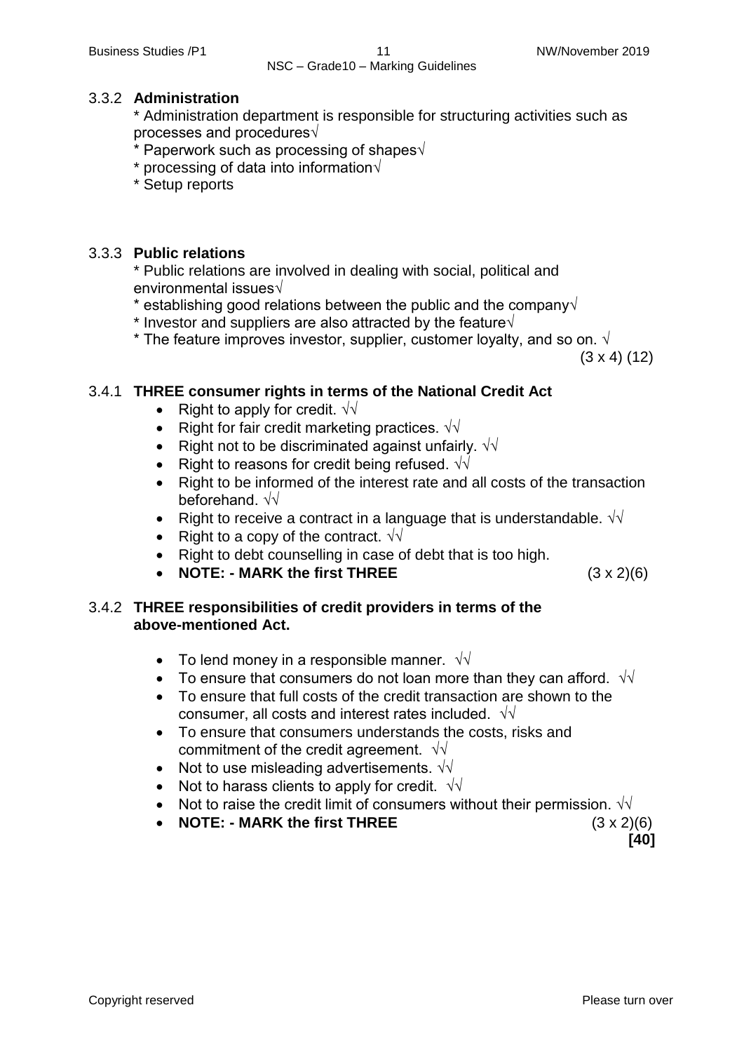### 3.3.2 **Administration**

* Administration department is responsible for structuring activities such as processes and procedures√
* Paperwork such as processing of shapes√
* processing of data into information√
* Setup reports

### 3.3.3 **Public relations**

* Public relations are involved in dealing with social, political and environmental issues√
* establishing good relations between the public and the company√
* Investor and suppliers are also attracted by the feature√
* The feature improves investor, supplier, customer loyalty, and so on. √

(3 x 4) (12)

### 3.4.1 **THREE consumer rights in terms of the National Credit Act**

- Right to apply for credit. √√
- Right for fair credit marketing practices. √√
- Right not to be discriminated against unfairly. √√
- Right to reasons for credit being refused. √√
- Right to be informed of the interest rate and all costs of the transaction beforehand. √√
- Right to receive a contract in a language that is understandable. √√
- Right to a copy of the contract. √√
- Right to debt counselling in case of debt that is too high.
- **NOTE: - MARK the first THREE** (3 x 2)(6)

### 3.4.2 **THREE responsibilities of credit providers in terms of the above-mentioned Act.**

- To lend money in a responsible manner. √√
- To ensure that consumers do not loan more than they can afford. √√
- To ensure that full costs of the credit transaction are shown to the consumer, all costs and interest rates included. √√
- To ensure that consumers understands the costs, risks and commitment of the credit agreement. √√
- Not to use misleading advertisements. √√
- Not to harass clients to apply for credit. √√
- Not to raise the credit limit of consumers without their permission. √√
- **NOTE: - MARK the first THREE** (3 x 2)(6)

**[40]**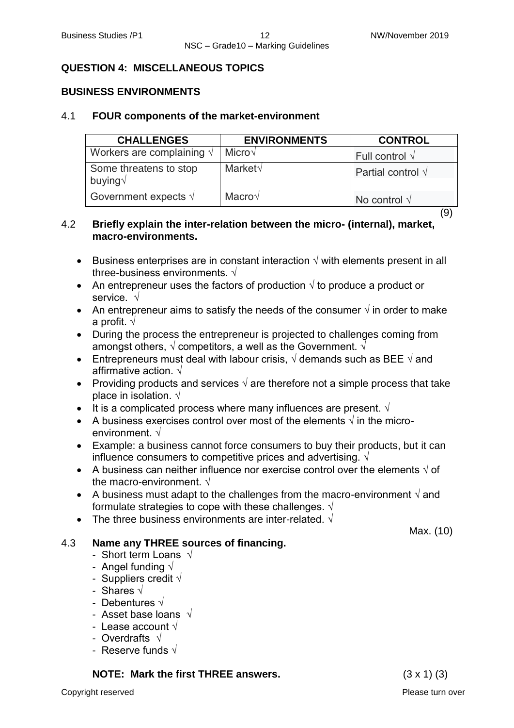## QUESTION 4: MISCELLANEOUS TOPICS

### BUSINESS ENVIRONMENTS

4.1 **FOUR components of the market-environment**

| CHALLENGES | ENVIRONMENTS | CONTROL |
|---|---|---|
| Workers are complaining √ | Micro√ | Full control √ |
| Some threatens to stop buying√ | Market√ | Partial control √ |
| Government expects √ | Macro√ | No control √ |

(9)

4.2 **Briefly explain the inter-relation between the micro- (internal), market, macro-environments.**

- Business enterprises are in constant interaction √ with elements present in all three-business environments. √
- An entrepreneur uses the factors of production √ to produce a product or service. √
- An entrepreneur aims to satisfy the needs of the consumer √ in order to make a profit. √
- During the process the entrepreneur is projected to challenges coming from amongst others, √ competitors, a well as the Government. √
- Entrepreneurs must deal with labour crisis, √ demands such as BEE √ and affirmative action. √
- Providing products and services √ are therefore not a simple process that take place in isolation. √
- It is a complicated process where many influences are present. √
- A business exercises control over most of the elements √ in the micro-environment. √
- Example: a business cannot force consumers to buy their products, but it can influence consumers to competitive prices and advertising. √
- A business can neither influence nor exercise control over the elements √ of the macro-environment. √
- A business must adapt to the challenges from the macro-environment √ and formulate strategies to cope with these challenges. √
- The three business environments are inter-related. √

Max. (10)

4.3 **Name any THREE sources of financing.**

- Short term Loans √
- Angel funding √
- Suppliers credit √
- Shares √
- Debentures √
- Asset base loans √
- Lease account √
- Overdrafts √
- Reserve funds √

**NOTE: Mark the first THREE answers.** (3 x 1) (3)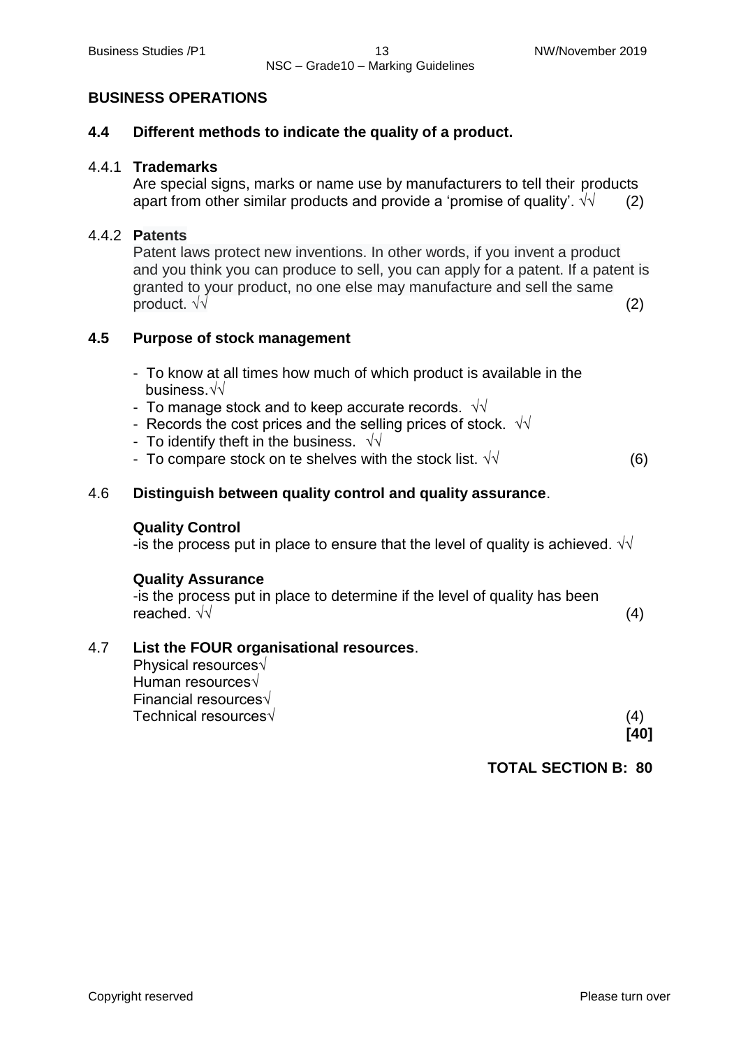## BUSINESS OPERATIONS

### 4.4 Different methods to indicate the quality of a product.

4.4.1 **Trademarks**

Are special signs, marks or name use by manufacturers to tell their products apart from other similar products and provide a 'promise of quality'. √√ (2)

4.4.2 **Patents**

Patent laws protect new inventions. In other words, if you invent a product and you think you can produce to sell, you can apply for a patent. If a patent is granted to your product, no one else may manufacture and sell the same product. √√ (2)

### 4.5 Purpose of stock management

- To know at all times how much of which product is available in the business.√√
- To manage stock and to keep accurate records. √√
- Records the cost prices and the selling prices of stock. √√
- To identify theft in the business. √√
- To compare stock on te shelves with the stock list. √√ (6)

4.6 **Distinguish between quality control and quality assurance**.

**Quality Control**

-is the process put in place to ensure that the level of quality is achieved. √√

**Quality Assurance**

-is the process put in place to determine if the level of quality has been reached. √√ (4)

4.7 **List the FOUR organisational resources**.

Physical resources√
Human resources√
Financial resources√
Technical resources√ (4)

**[40]**

**TOTAL SECTION B: 80**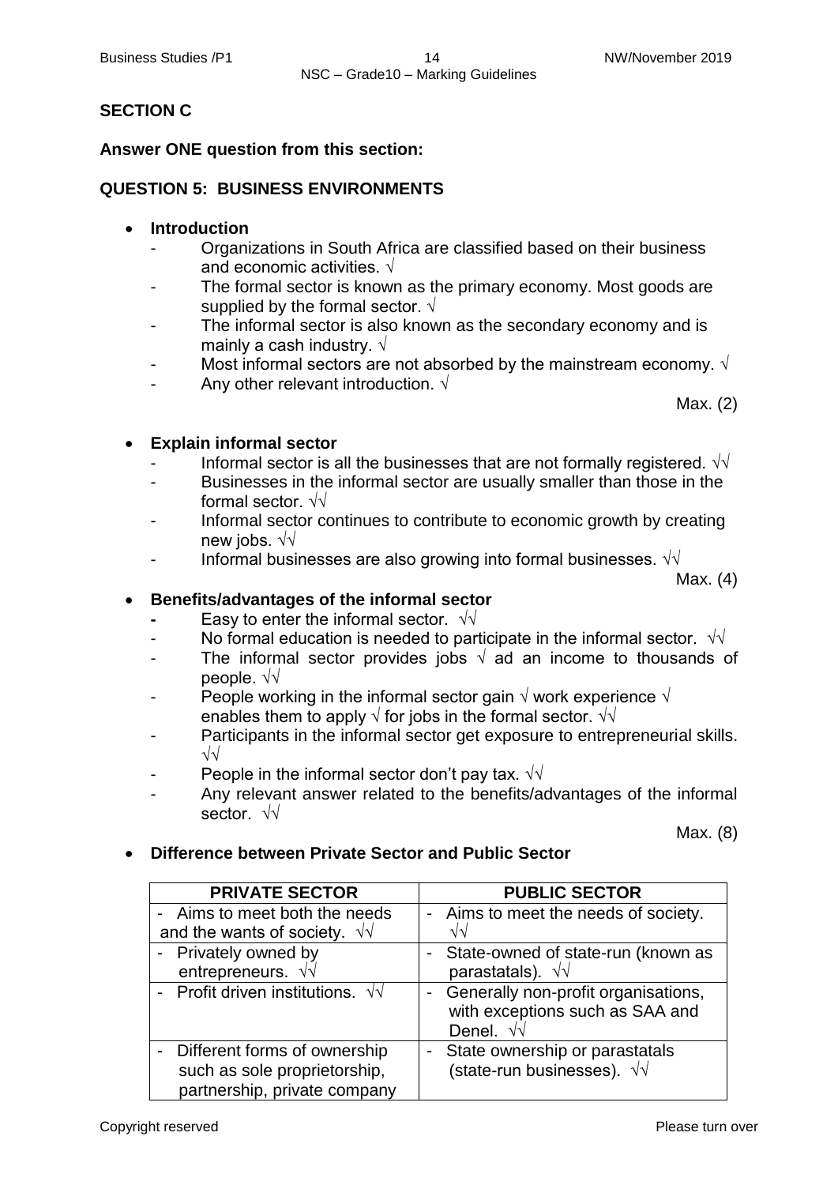## SECTION C

**Answer ONE question from this section:**

### QUESTION 5: BUSINESS ENVIRONMENTS

- **Introduction**
  - Organizations in South Africa are classified based on their business and economic activities. √
  - The formal sector is known as the primary economy. Most goods are supplied by the formal sector. √
  - The informal sector is also known as the secondary economy and is mainly a cash industry. √
  - Most informal sectors are not absorbed by the mainstream economy. √
  - Any other relevant introduction. √

  Max. (2)

- **Explain informal sector**
  - Informal sector is all the businesses that are not formally registered. √√
  - Businesses in the informal sector are usually smaller than those in the formal sector. √√
  - Informal sector continues to contribute to economic growth by creating new jobs. √√
  - Informal businesses are also growing into formal businesses. √√

  Max. (4)

- **Benefits/advantages of the informal sector**
  - Easy to enter the informal sector. √√
  - No formal education is needed to participate in the informal sector. √√
  - The informal sector provides jobs √ ad an income to thousands of people. √√
  - People working in the informal sector gain √ work experience √ enables them to apply √ for jobs in the formal sector. √√
  - Participants in the informal sector get exposure to entrepreneurial skills. √√
  - People in the informal sector don't pay tax. √√
  - Any relevant answer related to the benefits/advantages of the informal sector. √√

  Max. (8)

- **Difference between Private Sector and Public Sector**

| PRIVATE SECTOR | PUBLIC SECTOR |
|---|---|
| - Aims to meet both the needs and the wants of society. √√ | - Aims to meet the needs of society. √√ |
| - Privately owned by entrepreneurs. √√ | - State-owned of state-run (known as parastatals). √√ |
| - Profit driven institutions. √√ | - Generally non-profit organisations, with exceptions such as SAA and Denel. √√ |
| - Different forms of ownership such as sole proprietorship, partnership, private company | - State ownership or parastatals (state-run businesses). √√ |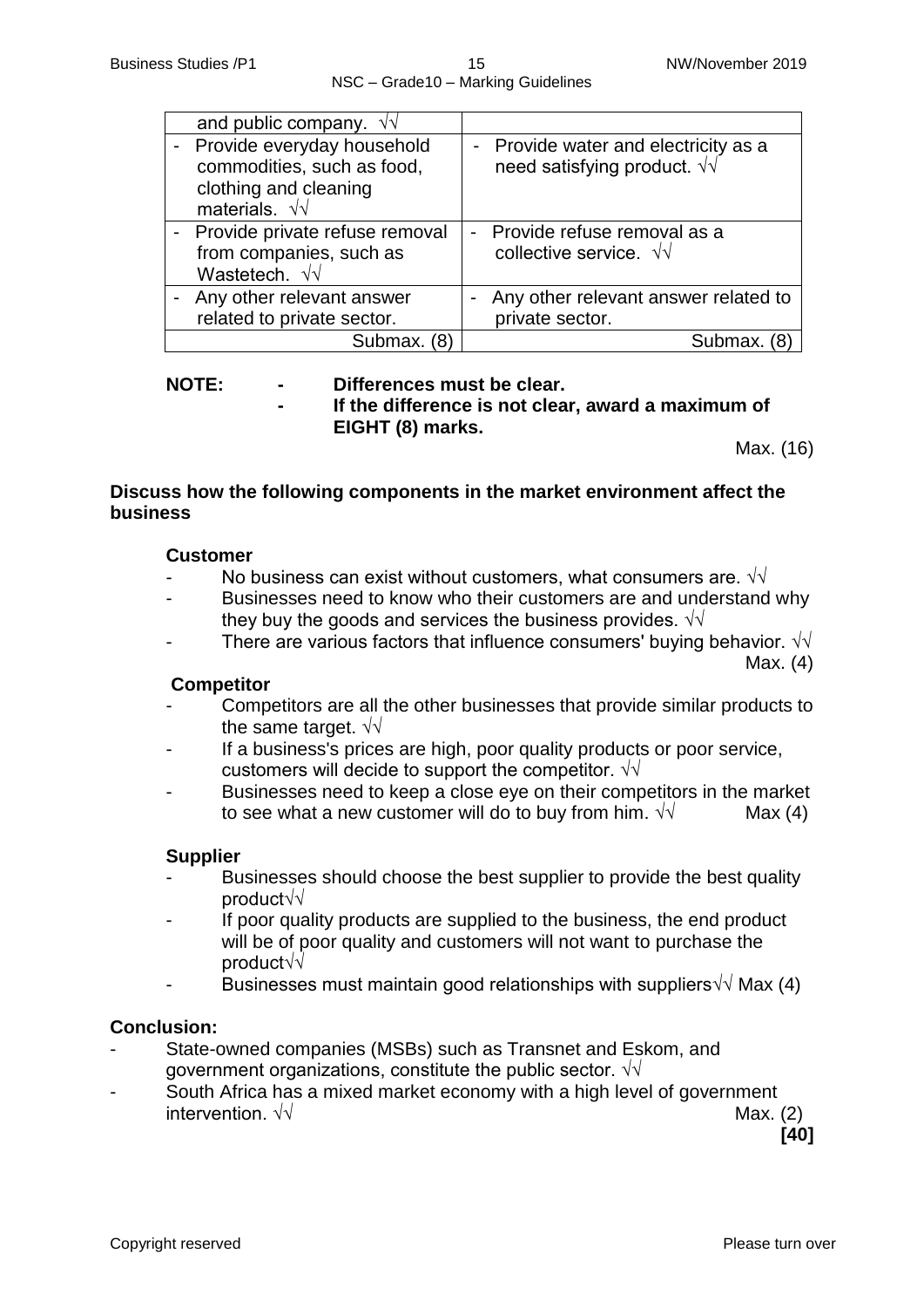| | |
|---|---|
| and public company. √√ | |
| - Provide everyday household commodities, such as food, clothing and cleaning materials. √√ | - Provide water and electricity as a need satisfying product. √√ |
| - Provide private refuse removal from companies, such as Wastetech. √√ | - Provide refuse removal as a collective service. √√ |
| - Any other relevant answer related to private sector. | - Any other relevant answer related to private sector. |
| Submax. (8) | Submax. (8) |

**NOTE:** **- Differences must be clear.**
**- If the difference is not clear, award a maximum of EIGHT (8) marks.**

Max. (16)

**Discuss how the following components in the market environment affect the business**

**Customer**

- No business can exist without customers, what consumers are. √√
- Businesses need to know who their customers are and understand why they buy the goods and services the business provides. √√
- There are various factors that influence consumers' buying behavior. √√

Max. (4)

**Competitor**

- Competitors are all the other businesses that provide similar products to the same target. √√
- If a business's prices are high, poor quality products or poor service, customers will decide to support the competitor. √√
- Businesses need to keep a close eye on their competitors in the market to see what a new customer will do to buy from him. √√ Max (4)

**Supplier**

- Businesses should choose the best supplier to provide the best quality product√√
- If poor quality products are supplied to the business, the end product will be of poor quality and customers will not want to purchase the product√√
- Businesses must maintain good relationships with suppliers√√ Max (4)

**Conclusion:**

- State-owned companies (MSBs) such as Transnet and Eskom, and government organizations, constitute the public sector. √√
- South Africa has a mixed market economy with a high level of government intervention. √√ Max. (2)

**[40]**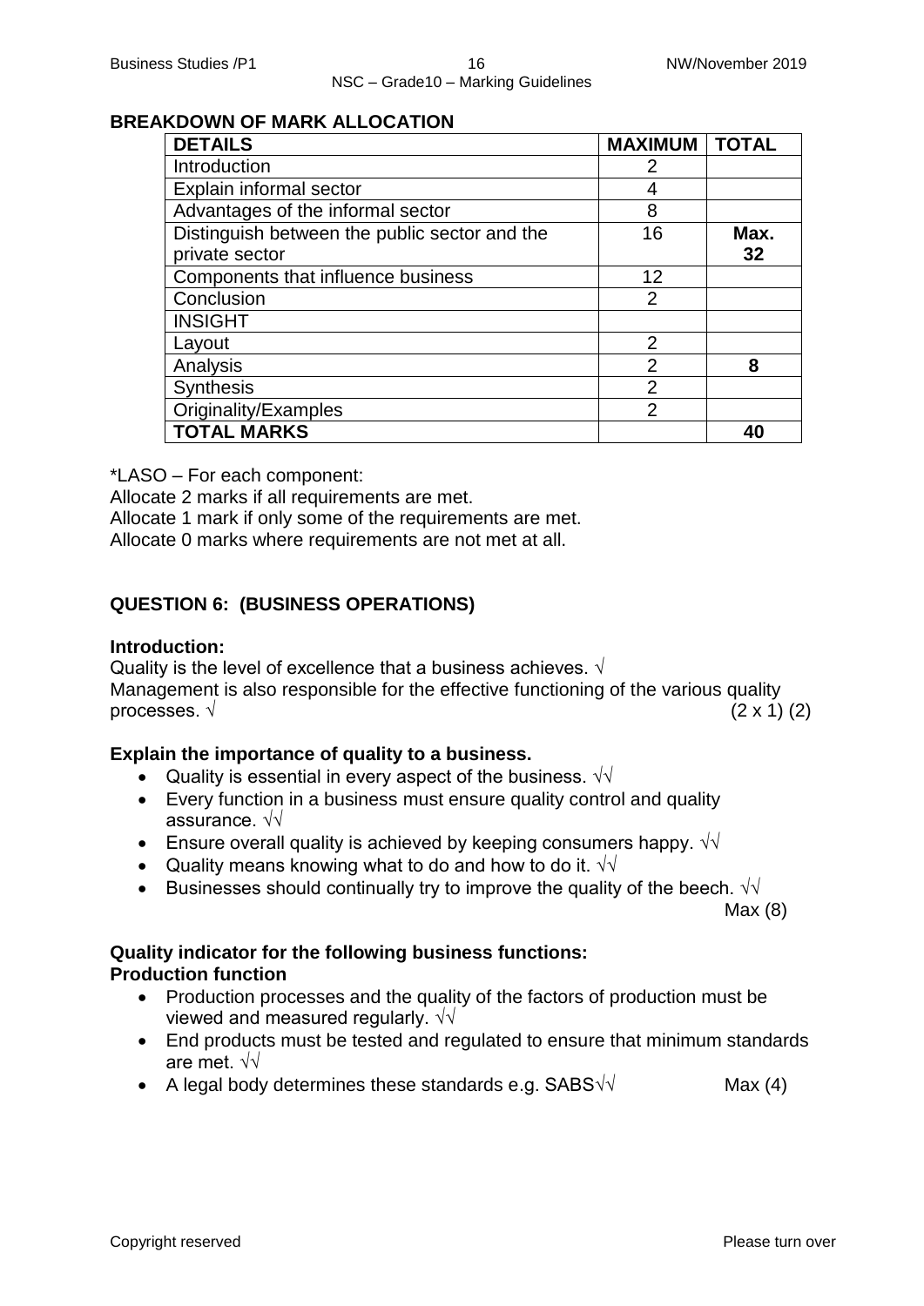## BREAKDOWN OF MARK ALLOCATION

| DETAILS | MAXIMUM | TOTAL |
|---|---|---|
| Introduction | 2 | |
| Explain informal sector | 4 | |
| Advantages of the informal sector | 8 | |
| Distinguish between the public sector and the private sector | 16 | **Max. 32** |
| Components that influence business | 12 | |
| Conclusion | 2 | |
| INSIGHT | | |
| Layout | 2 | |
| Analysis | 2 | **8** |
| Synthesis | 2 | |
| Originality/Examples | 2 | |
| **TOTAL MARKS** | | **40** |

*LASO – For each component:
Allocate 2 marks if all requirements are met.
Allocate 1 mark if only some of the requirements are met.
Allocate 0 marks where requirements are not met at all.

## QUESTION 6: (BUSINESS OPERATIONS)

**Introduction:**
Quality is the level of excellence that a business achieves. √
Management is also responsible for the effective functioning of the various quality processes. √ (2 x 1) (2)

**Explain the importance of quality to a business.**

- Quality is essential in every aspect of the business. √√
- Every function in a business must ensure quality control and quality assurance. √√
- Ensure overall quality is achieved by keeping consumers happy. √√
- Quality means knowing what to do and how to do it. √√
- Businesses should continually try to improve the quality of the beech. √√

Max (8)

**Quality indicator for the following business functions:**
**Production function**

- Production processes and the quality of the factors of production must be viewed and measured regularly. √√
- End products must be tested and regulated to ensure that minimum standards are met. √√
- A legal body determines these standards e.g. SABS√√ Max (4)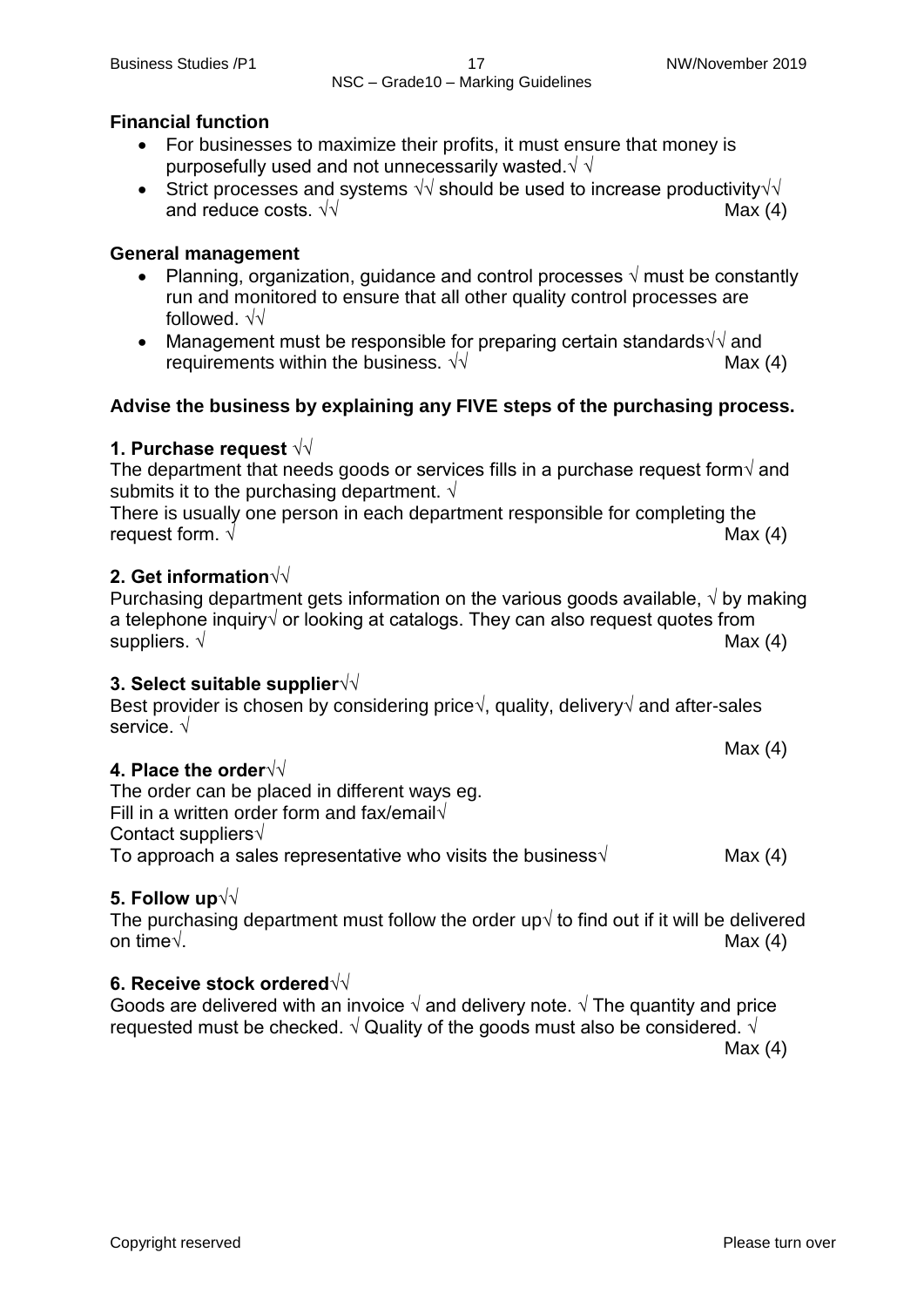**Financial function**

- For businesses to maximize their profits, it must ensure that money is purposefully used and not unnecessarily wasted.√ √
- Strict processes and systems √√ should be used to increase productivity√√ and reduce costs. √√ Max (4)

**General management**

- Planning, organization, guidance and control processes √ must be constantly run and monitored to ensure that all other quality control processes are followed. √√
- Management must be responsible for preparing certain standards√√ and requirements within the business. √√ Max (4)

**Advise the business by explaining any FIVE steps of the purchasing process.**

**1. Purchase request** √√

The department that needs goods or services fills in a purchase request form√ and submits it to the purchasing department. √

There is usually one person in each department responsible for completing the request form. √ Max (4)

**2. Get information**√√

Purchasing department gets information on the various goods available, √ by making a telephone inquiry√ or looking at catalogs. They can also request quotes from suppliers. √ Max (4)

**3. Select suitable supplier**√√

Best provider is chosen by considering price√, quality, delivery√ and after-sales service. √

Max (4)

**4. Place the order**√√

The order can be placed in different ways eg.

Fill in a written order form and fax/email√

Contact suppliers√

To approach a sales representative who visits the business√ Max (4)

**5. Follow up**√√

The purchasing department must follow the order up√ to find out if it will be delivered on time√. Max (4)

**6. Receive stock ordered**√√

Goods are delivered with an invoice √ and delivery note. √ The quantity and price requested must be checked. √ Quality of the goods must also be considered. √

Max (4)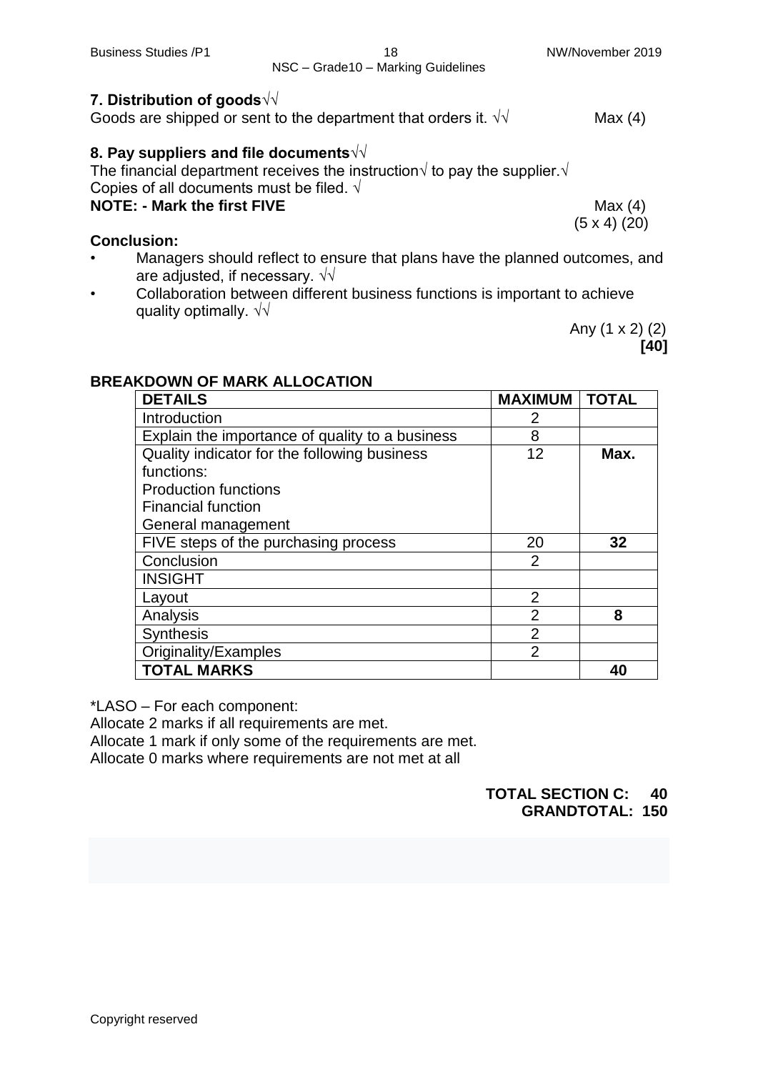**7. Distribution of goods**√√

Goods are shipped or sent to the department that orders it. √√ Max (4)

**8. Pay suppliers and file documents**√√

The financial department receives the instruction√ to pay the supplier.√

Copies of all documents must be filed. √

**NOTE: - Mark the first FIVE** Max (4)

(5 x 4) (20)

**Conclusion:**

- Managers should reflect to ensure that plans have the planned outcomes, and are adjusted, if necessary. √√
- Collaboration between different business functions is important to achieve quality optimally. √√

Any (1 x 2) (2)

**[40]**

**BREAKDOWN OF MARK ALLOCATION**

| **DETAILS** | **MAXIMUM** | **TOTAL** |
|---|---|---|
| Introduction | 2 | |
| Explain the importance of quality to a business | 8 | |
| Quality indicator for the following business functions: Production functions Financial function General management | 12 | **Max.** |
| FIVE steps of the purchasing process | 20 | **32** |
| Conclusion | 2 | |
| INSIGHT | | |
| Layout | 2 | |
| Analysis | 2 | **8** |
| Synthesis | 2 | |
| Originality/Examples | 2 | |
| **TOTAL MARKS** | | **40** |

*LASO – For each component:

Allocate 2 marks if all requirements are met.

Allocate 1 mark if only some of the requirements are met.

Allocate 0 marks where requirements are not met at all

**TOTAL SECTION C: 40**

**GRANDTOTAL: 150**